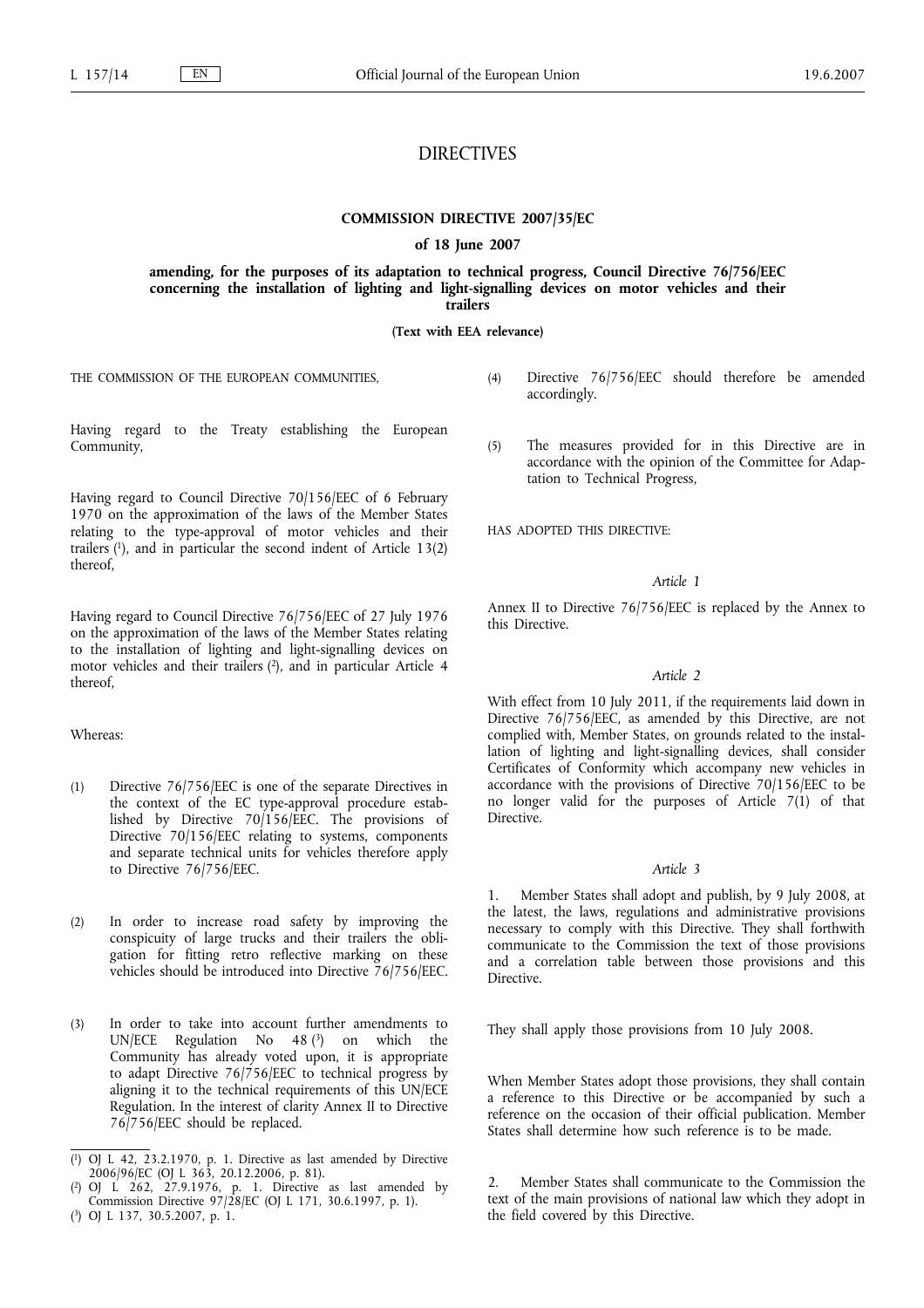# DIRECTIVES

## COMMISSION DIRECTIVE 2007/35/EC

### of 18 June 2007

### amending, for the purposes of its adaptation to technical progress, Council Directive 76/756/EEC concerning the installation of lighting and light-signalling devices on motor vehicles and their trailers

**(Text with EEA relevance)**

THE COMMISSION OF THE EUROPEAN COMMUNITIES,

Having regard to the Treaty establishing the European Community,

Having regard to Council Directive 70/156/EEC of 6 February 1970 on the approximation of the laws of the Member States relating to the type-approval of motor vehicles and their trailers [1], and in particular the second indent of Article 13(2) thereof,

Having regard to Council Directive 76/756/EEC of 27 July 1976 on the approximation of the laws of the Member States relating to the installation of lighting and light-signalling devices on motor vehicles and their trailers [2], and in particular Article 4 thereof,

Whereas:

(1) Directive 76/756/EEC is one of the separate Directives in the context of the EC type-approval procedure established by Directive 70/156/EEC. The provisions of Directive 70/156/EEC relating to systems, components and separate technical units for vehicles therefore apply to Directive 76/756/EEC.

(2) In order to increase road safety by improving the conspicuity of large trucks and their trailers the obligation for fitting retro reflective marking on these vehicles should be introduced into Directive 76/756/EEC.

(3) In order to take into account further amendments to UN/ECE Regulation No 48 [3] on which the Community has already voted upon, it is appropriate to adapt Directive 76/756/EEC to technical progress by aligning it to the technical requirements of this UN/ECE Regulation. In the interest of clarity Annex II to Directive 76/756/EEC should be replaced.

(4) Directive 76/756/EEC should therefore be amended accordingly.

(5) The measures provided for in this Directive are in accordance with the opinion of the Committee for Adaptation to Technical Progress,

HAS ADOPTED THIS DIRECTIVE:

*Article 1*

Annex II to Directive 76/756/EEC is replaced by the Annex to this Directive.

*Article 2*

With effect from 10 July 2011, if the requirements laid down in Directive 76/756/EEC, as amended by this Directive, are not complied with, Member States, on grounds related to the installation of lighting and light-signalling devices, shall consider Certificates of Conformity which accompany new vehicles in accordance with the provisions of Directive 70/156/EEC to be no longer valid for the purposes of Article 7(1) of that Directive.

*Article 3*

1. Member States shall adopt and publish, by 9 July 2008, at the latest, the laws, regulations and administrative provisions necessary to comply with this Directive. They shall forthwith communicate to the Commission the text of those provisions and a correlation table between those provisions and this Directive.

They shall apply those provisions from 10 July 2008.

When Member States adopt those provisions, they shall contain a reference to this Directive or be accompanied by such a reference on the occasion of their official publication. Member States shall determine how such reference is to be made.

2. Member States shall communicate to the Commission the text of the main provisions of national law which they adopt in the field covered by this Directive.

---

[1] OJ L 42, 23.2.1970, p. 1. Directive as last amended by Directive 2006/96/EC (OJ L 363, 20.12.2006, p. 81).

[2] OJ L 262, 27.9.1976, p. 1. Directive as last amended by Commission Directive 97/28/EC (OJ L 171, 30.6.1997, p. 1).

[3] OJ L 137, 30.5.2007, p. 1.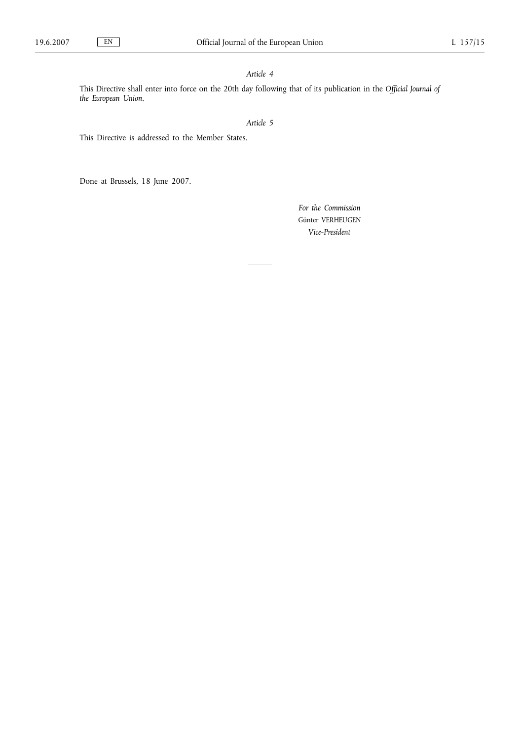*Article 4*

This Directive shall enter into force on the 20th day following that of its publication in the *Official Journal of the European Union*.

*Article 5*

This Directive is addressed to the Member States.

Done at Brussels, 18 June 2007.

*For the Commission*
Günter VERHEUGEN
*Vice-President*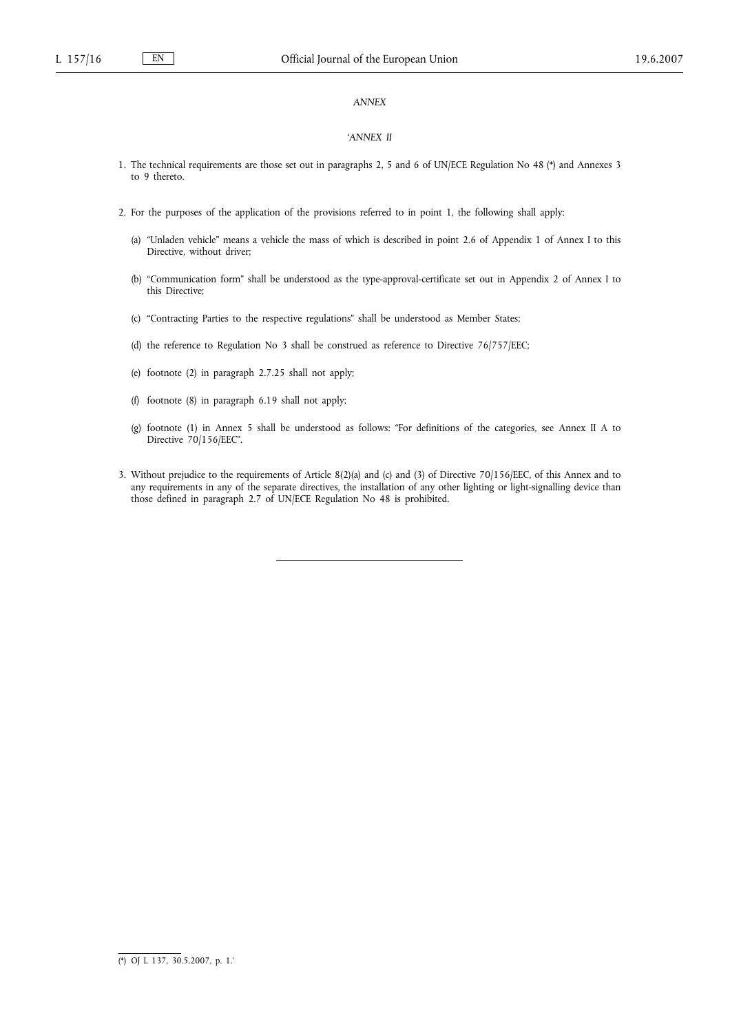*ANNEX*

*'ANNEX II*

1. The technical requirements are those set out in paragraphs 2, 5 and 6 of UN/ECE Regulation No 48 (*) and Annexes 3 to 9 thereto.

2. For the purposes of the application of the provisions referred to in point 1, the following shall apply:

   (a) "Unladen vehicle" means a vehicle the mass of which is described in point 2.6 of Appendix 1 of Annex I to this Directive, without driver;

   (b) "Communication form" shall be understood as the type-approval-certificate set out in Appendix 2 of Annex I to this Directive;

   (c) "Contracting Parties to the respective regulations" shall be understood as Member States;

   (d) the reference to Regulation No 3 shall be construed as reference to Directive 76/757/EEC;

   (e) footnote (2) in paragraph 2.7.25 shall not apply;

   (f) footnote (8) in paragraph 6.19 shall not apply;

   (g) footnote (1) in Annex 5 shall be understood as follows: "For definitions of the categories, see Annex II A to Directive 70/156/EEC".

3. Without prejudice to the requirements of Article 8(2)(a) and (c) and (3) of Directive 70/156/EEC, of this Annex and to any requirements in any of the separate directives, the installation of any other lighting or light-signalling device than those defined in paragraph 2.7 of UN/ECE Regulation No 48 is prohibited.

---

(*) OJ L 137, 30.5.2007, p. 1.'